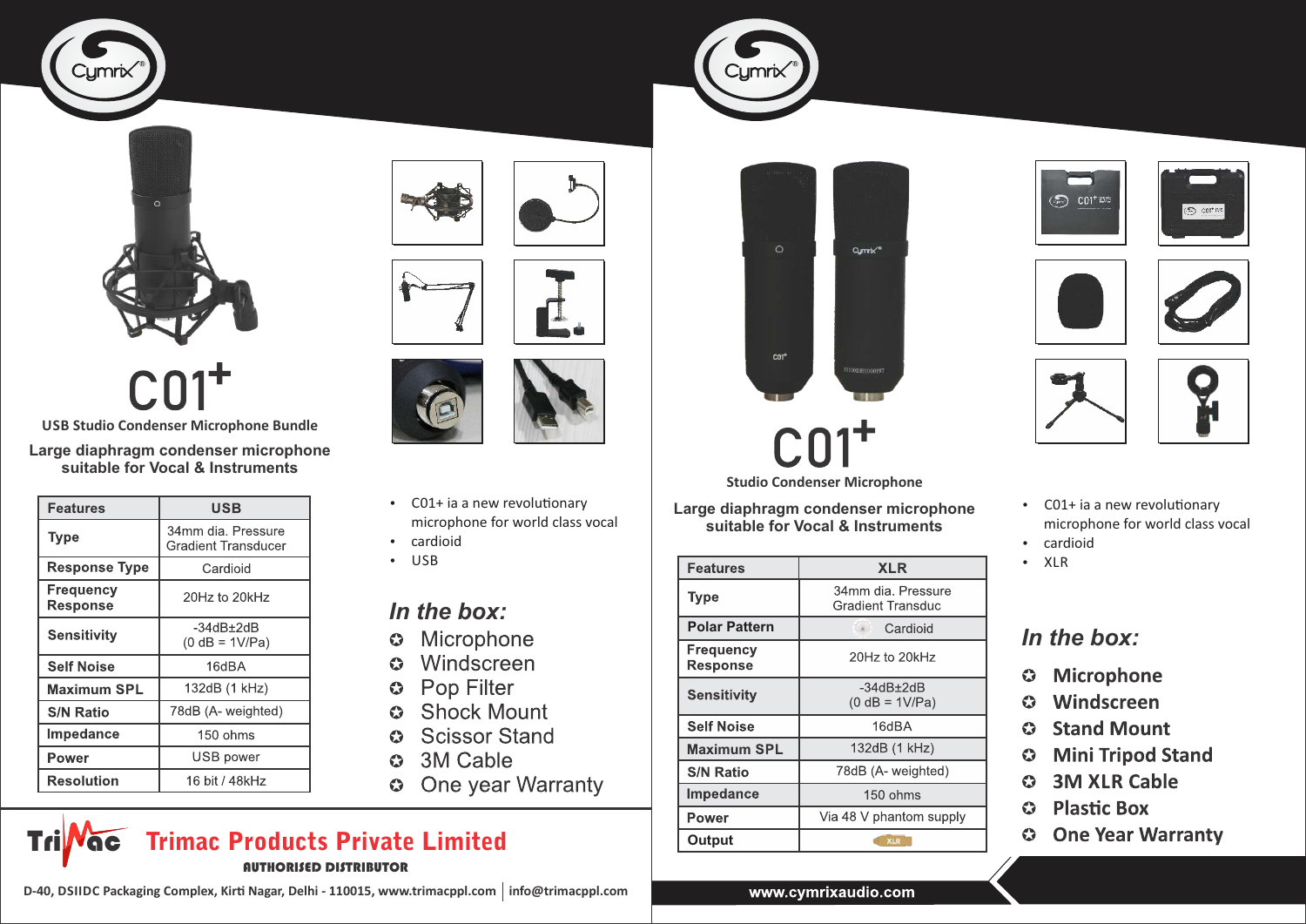Cymrix

# C01+

**USB Studio Condenser Microphone Bundle**

**Large diaphragm condenser microphone suitable for Vocal & Instruments**

| Features | USB |
|---|---|
| Type | 34mm dia. Pressure Gradient Transducer |
| Response Type | Cardioid |
| Frequency Response | 20Hz to 20kHz |
| Sensitivity | -34dB±2dB (0 dB = 1V/Pa) |
| Self Noise | 16dBA |
| Maximum SPL | 132dB (1 kHz) |
| S/N Ratio | 78dB (A- weighted) |
| Impedance | 150 ohms |
| Power | USB power |
| Resolution | 16 bit / 48kHz |

- C01+ ia a new revolutionary microphone for world class vocal
- cardioid
- USB

## *In the box:*

- Microphone
- Windscreen
- Pop Filter
- Shock Mount
- Scissor Stand
- 3M Cable
- One year Warranty

**Trimac Products Private Limited**

**AUTHORISED DISTRIBUTOR**

D-40, DSIIDC Packaging Complex, Kirti Nagar, Delhi - 110015, www.trimacppl.com | info@trimacppl.com

Cymrix

# C01+

**Studio Condenser Microphone**

**Large diaphragm condenser microphone suitable for Vocal & Instruments**

| Features | XLR |
|---|---|
| Type | 34mm dia. Pressure Gradient Transduc |
| Polar Pattern | Cardioid |
| Frequency Response | 20Hz to 20kHz |
| Sensitivity | -34dB±2dB (0 dB = 1V/Pa) |
| Self Noise | 16dBA |
| Maximum SPL | 132dB (1 kHz) |
| S/N Ratio | 78dB (A- weighted) |
| Impedance | 150 ohms |
| Power | Via 48 V phantom supply |
| Output | XLR |

- C01+ ia a new revolutionary microphone for world class vocal
- cardioid
- XLR

## *In the box:*

- **Microphone**
- **Windscreen**
- **Stand Mount**
- **Mini Tripod Stand**
- **3M XLR Cable**
- **Plastic Box**
- **One Year Warranty**

www.cymrixaudio.com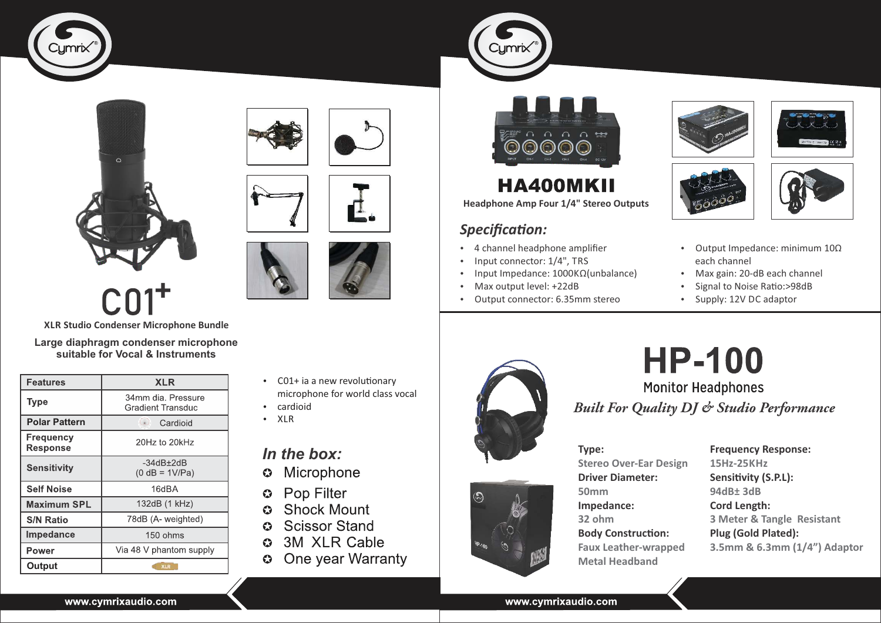# C01+

**XLR Studio Condenser Microphone Bundle**

**Large diaphragm condenser microphone suitable for Vocal & Instruments**

| Features | XLR |
|---|---|
| Type | 34mm dia. Pressure Gradient Transduc |
| Polar Pattern | Cardioid |
| Frequency Response | 20Hz to 20kHz |
| Sensitivity | -34dB±2dB (0 dB = 1V/Pa) |
| Self Noise | 16dBA |
| Maximum SPL | 132dB (1 kHz) |
| S/N Ratio | 78dB (A- weighted) |
| Impedance | 150 ohms |
| Power | Via 48 V phantom supply |
| Output | XLR |

- C01+ ia a new revolutionary microphone for world class vocal
- cardioid
- XLR

## *In the box:*

- Microphone
- Pop Filter
- Shock Mount
- Scissor Stand
- 3M XLR Cable
- One year Warranty

www.cymrixaudio.com

# HA400MKII

**Headphone Amp Four 1/4" Stereo Outputs**

## *Specification:*

- 4 channel headphone amplifier
- Input connector: 1/4", TRS
- Input Impedance: 1000KΩ(unbalance)
- Max output level: +22dB
- Output connector: 6.35mm stereo
- Output Impedance: minimum 10Ω each channel
- Max gain: 20-dB each channel
- Signal to Noise Ratio:>98dB
- Supply: 12V DC adaptor

# HP-100

## Monitor Headphones

*Built For Quality DJ & Studio Performance*

**Type:**
Stereo Over-Ear Design

**Driver Diameter:**
50mm

**Impedance:**
32 ohm

**Body Construction:**
Faux Leather-wrapped Metal Headband

**Frequency Response:**
15Hz-25KHz

**Sensitivity (S.P.L):**
94dB± 3dB

**Cord Length:**
3 Meter & Tangle Resistant

**Plug (Gold Plated):**
3.5mm & 6.3mm (1/4") Adaptor

www.cymrixaudio.com